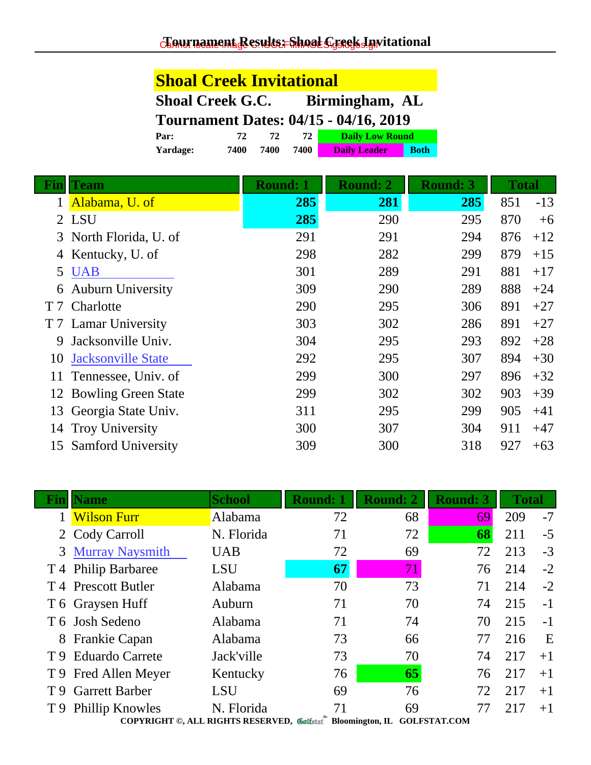# Tournament Results: Shoal Creek Invitational

## Shoal Creek Invitational

**Shoal Creek G.C. Birmingham, AL**

**Tournament Dates: 04/15 - 04/16, 2019**

| | | | | |
|---|---|---|---|---|
| **Par:** | 72 | 72 | 72 | Daily Low Round |
| **Yardage:** | 7400 | 7400 | 7400 | Daily Leader / Both |

| Fin | Team | Round: 1 | Round: 2 | Round: 3 | Total | |
|---|---|---|---|---|---|---|
| 1 | Alabama, U. of | **285** | **281** | **285** | 851 | -13 |
| 2 | LSU | **285** | 290 | 295 | 870 | +6 |
| 3 | North Florida, U. of | 291 | 291 | 294 | 876 | +12 |
| 4 | Kentucky, U. of | 298 | 282 | 299 | 879 | +15 |
| 5 | UAB | 301 | 289 | 291 | 881 | +17 |
| 6 | Auburn University | 309 | 290 | 289 | 888 | +24 |
| T 7 | Charlotte | 290 | 295 | 306 | 891 | +27 |
| T 7 | Lamar University | 303 | 302 | 286 | 891 | +27 |
| 9 | Jacksonville Univ. | 304 | 295 | 293 | 892 | +28 |
| 10 | Jacksonville State | 292 | 295 | 307 | 894 | +30 |
| 11 | Tennessee, Univ. of | 299 | 300 | 297 | 896 | +32 |
| 12 | Bowling Green State | 299 | 302 | 302 | 903 | +39 |
| 13 | Georgia State Univ. | 311 | 295 | 299 | 905 | +41 |
| 14 | Troy University | 300 | 307 | 304 | 911 | +47 |
| 15 | Samford University | 309 | 300 | 318 | 927 | +63 |

| Fin | Name | School | Round: 1 | Round: 2 | Round: 3 | Total | |
|---|---|---|---|---|---|---|---|
| 1 | Wilson Furr | Alabama | 72 | 68 | 69 | 209 | -7 |
| 2 | Cody Carroll | N. Florida | 71 | 72 | **68** | 211 | -5 |
| 3 | Murray Naysmith | UAB | 72 | 69 | 72 | 213 | -3 |
| T 4 | Philip Barbaree | LSU | **67** | 71 | 76 | 214 | -2 |
| T 4 | Prescott Butler | Alabama | 70 | 73 | 71 | 214 | -2 |
| T 6 | Graysen Huff | Auburn | 71 | 70 | 74 | 215 | -1 |
| T 6 | Josh Sedeno | Alabama | 71 | 74 | 70 | 215 | -1 |
| 8 | Frankie Capan | Alabama | 73 | 66 | 77 | 216 | E |
| T 9 | Eduardo Carrete | Jack'ville | 73 | 70 | 74 | 217 | +1 |
| T 9 | Fred Allen Meyer | Kentucky | 76 | **65** | 76 | 217 | +1 |
| T 9 | Garrett Barber | LSU | 69 | 76 | 72 | 217 | +1 |
| T 9 | Phillip Knowles | N. Florida | 71 | 69 | 77 | 217 | +1 |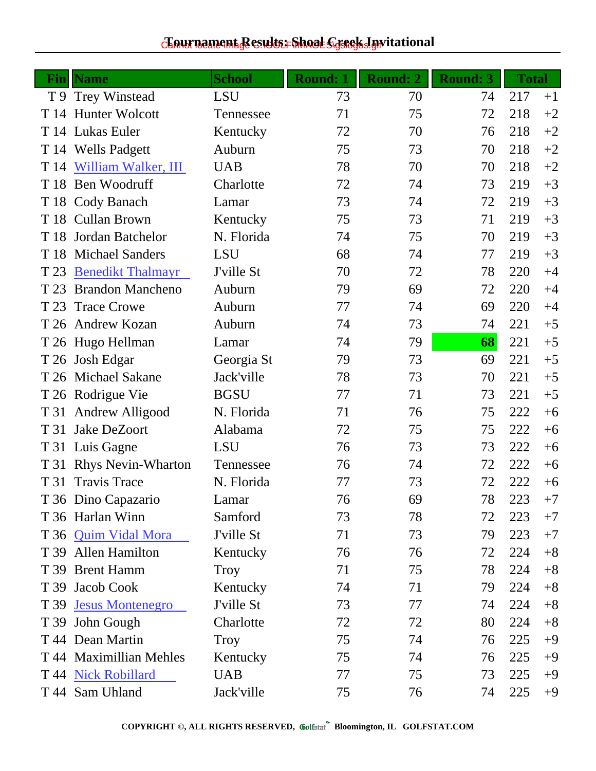# Tournament Results: Shoal Creek Invitational

| Fin | Name | School | Round: 1 | Round: 2 | Round: 3 | Total | |
|---|---|---|---|---|---|---|---|
| T 9 | Trey Winstead | LSU | 73 | 70 | 74 | 217 | +1 |
| T 14 | Hunter Wolcott | Tennessee | 71 | 75 | 72 | 218 | +2 |
| T 14 | Lukas Euler | Kentucky | 72 | 70 | 76 | 218 | +2 |
| T 14 | Wells Padgett | Auburn | 75 | 73 | 70 | 218 | +2 |
| T 14 | William Walker, III | UAB | 78 | 70 | 70 | 218 | +2 |
| T 18 | Ben Woodruff | Charlotte | 72 | 74 | 73 | 219 | +3 |
| T 18 | Cody Banach | Lamar | 73 | 74 | 72 | 219 | +3 |
| T 18 | Cullan Brown | Kentucky | 75 | 73 | 71 | 219 | +3 |
| T 18 | Jordan Batchelor | N. Florida | 74 | 75 | 70 | 219 | +3 |
| T 18 | Michael Sanders | LSU | 68 | 74 | 77 | 219 | +3 |
| T 23 | Benedikt Thalmayr | J'ville St | 70 | 72 | 78 | 220 | +4 |
| T 23 | Brandon Mancheno | Auburn | 79 | 69 | 72 | 220 | +4 |
| T 23 | Trace Crowe | Auburn | 77 | 74 | 69 | 220 | +4 |
| T 26 | Andrew Kozan | Auburn | 74 | 73 | 74 | 221 | +5 |
| T 26 | Hugo Hellman | Lamar | 74 | 79 | **68** | 221 | +5 |
| T 26 | Josh Edgar | Georgia St | 79 | 73 | 69 | 221 | +5 |
| T 26 | Michael Sakane | Jack'ville | 78 | 73 | 70 | 221 | +5 |
| T 26 | Rodrigue Vie | BGSU | 77 | 71 | 73 | 221 | +5 |
| T 31 | Andrew Alligood | N. Florida | 71 | 76 | 75 | 222 | +6 |
| T 31 | Jake DeZoort | Alabama | 72 | 75 | 75 | 222 | +6 |
| T 31 | Luis Gagne | LSU | 76 | 73 | 73 | 222 | +6 |
| T 31 | Rhys Nevin-Wharton | Tennessee | 76 | 74 | 72 | 222 | +6 |
| T 31 | Travis Trace | N. Florida | 77 | 73 | 72 | 222 | +6 |
| T 36 | Dino Capazario | Lamar | 76 | 69 | 78 | 223 | +7 |
| T 36 | Harlan Winn | Samford | 73 | 78 | 72 | 223 | +7 |
| T 36 | Quim Vidal Mora | J'ville St | 71 | 73 | 79 | 223 | +7 |
| T 39 | Allen Hamilton | Kentucky | 76 | 76 | 72 | 224 | +8 |
| T 39 | Brent Hamm | Troy | 71 | 75 | 78 | 224 | +8 |
| T 39 | Jacob Cook | Kentucky | 74 | 71 | 79 | 224 | +8 |
| T 39 | Jesus Montenegro | J'ville St | 73 | 77 | 74 | 224 | +8 |
| T 39 | John Gough | Charlotte | 72 | 72 | 80 | 224 | +8 |
| T 44 | Dean Martin | Troy | 75 | 74 | 76 | 225 | +9 |
| T 44 | Maximillian Mehles | Kentucky | 75 | 74 | 76 | 225 | +9 |
| T 44 | Nick Robillard | UAB | 77 | 75 | 73 | 225 | +9 |
| T 44 | Sam Uhland | Jack'ville | 75 | 76 | 74 | 225 | +9 |

COPYRIGHT ©, ALL RIGHTS RESERVED, Golfstat Bloomington, IL GOLFSTAT.COM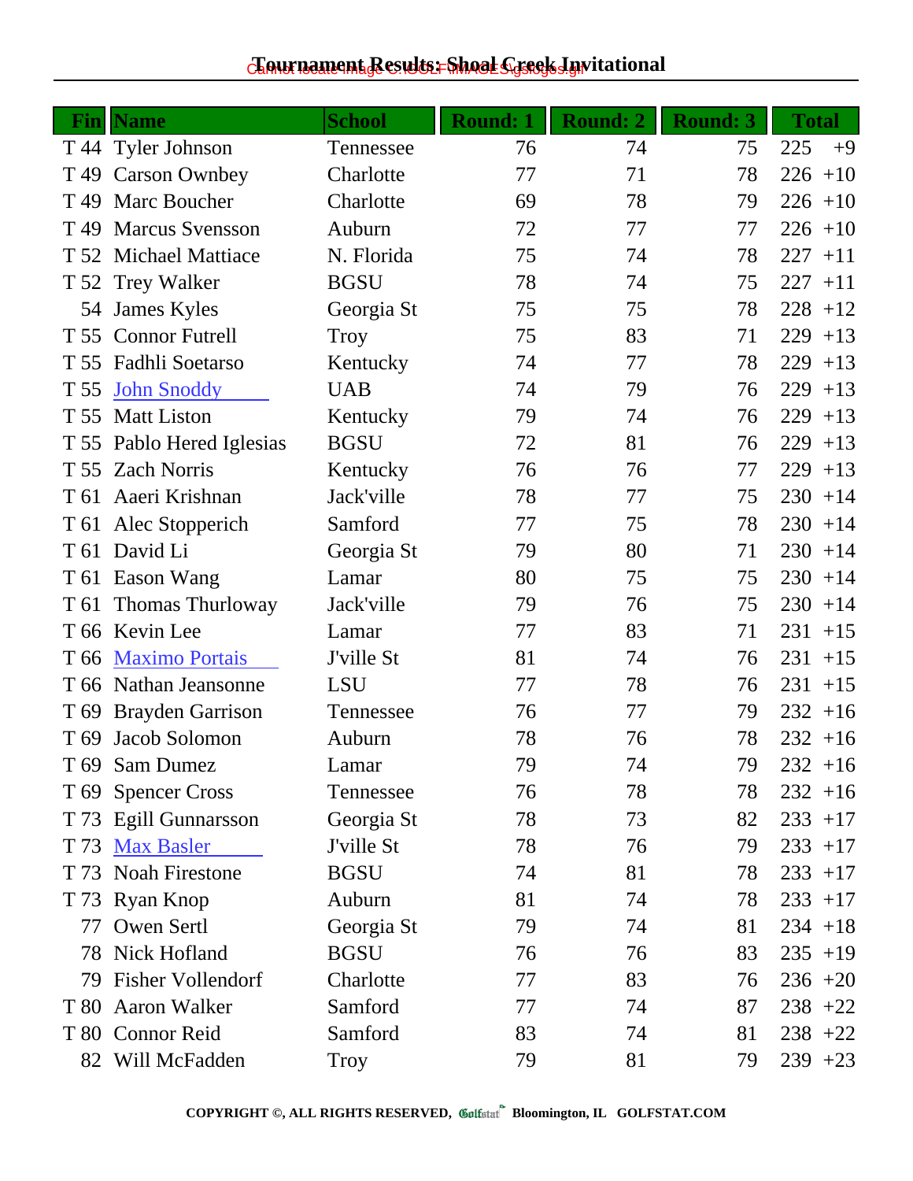# Tournament Results: Shoal Creek Invitational

| Fin | Name | School | Round: 1 | Round: 2 | Round: 3 | Total | |
|---|---|---|---|---|---|---|---|
| T 44 | Tyler Johnson | Tennessee | 76 | 74 | 75 | 225 | +9 |
| T 49 | Carson Ownbey | Charlotte | 77 | 71 | 78 | 226 | +10 |
| T 49 | Marc Boucher | Charlotte | 69 | 78 | 79 | 226 | +10 |
| T 49 | Marcus Svensson | Auburn | 72 | 77 | 77 | 226 | +10 |
| T 52 | Michael Mattiace | N. Florida | 75 | 74 | 78 | 227 | +11 |
| T 52 | Trey Walker | BGSU | 78 | 74 | 75 | 227 | +11 |
| 54 | James Kyles | Georgia St | 75 | 75 | 78 | 228 | +12 |
| T 55 | Connor Futrell | Troy | 75 | 83 | 71 | 229 | +13 |
| T 55 | Fadhli Soetarso | Kentucky | 74 | 77 | 78 | 229 | +13 |
| T 55 | John Snoddy | UAB | 74 | 79 | 76 | 229 | +13 |
| T 55 | Matt Liston | Kentucky | 79 | 74 | 76 | 229 | +13 |
| T 55 | Pablo Hered Iglesias | BGSU | 72 | 81 | 76 | 229 | +13 |
| T 55 | Zach Norris | Kentucky | 76 | 76 | 77 | 229 | +13 |
| T 61 | Aaeri Krishnan | Jack'ville | 78 | 77 | 75 | 230 | +14 |
| T 61 | Alec Stopperich | Samford | 77 | 75 | 78 | 230 | +14 |
| T 61 | David Li | Georgia St | 79 | 80 | 71 | 230 | +14 |
| T 61 | Eason Wang | Lamar | 80 | 75 | 75 | 230 | +14 |
| T 61 | Thomas Thurloway | Jack'ville | 79 | 76 | 75 | 230 | +14 |
| T 66 | Kevin Lee | Lamar | 77 | 83 | 71 | 231 | +15 |
| T 66 | Maximo Portais | J'ville St | 81 | 74 | 76 | 231 | +15 |
| T 66 | Nathan Jeansonne | LSU | 77 | 78 | 76 | 231 | +15 |
| T 69 | Brayden Garrison | Tennessee | 76 | 77 | 79 | 232 | +16 |
| T 69 | Jacob Solomon | Auburn | 78 | 76 | 78 | 232 | +16 |
| T 69 | Sam Dumez | Lamar | 79 | 74 | 79 | 232 | +16 |
| T 69 | Spencer Cross | Tennessee | 76 | 78 | 78 | 232 | +16 |
| T 73 | Egill Gunnarsson | Georgia St | 78 | 73 | 82 | 233 | +17 |
| T 73 | Max Basler | J'ville St | 78 | 76 | 79 | 233 | +17 |
| T 73 | Noah Firestone | BGSU | 74 | 81 | 78 | 233 | +17 |
| T 73 | Ryan Knop | Auburn | 81 | 74 | 78 | 233 | +17 |
| 77 | Owen Sertl | Georgia St | 79 | 74 | 81 | 234 | +18 |
| 78 | Nick Hofland | BGSU | 76 | 76 | 83 | 235 | +19 |
| 79 | Fisher Vollendorf | Charlotte | 77 | 83 | 76 | 236 | +20 |
| T 80 | Aaron Walker | Samford | 77 | 74 | 87 | 238 | +22 |
| T 80 | Connor Reid | Samford | 83 | 74 | 81 | 238 | +22 |
| 82 | Will McFadden | Troy | 79 | 81 | 79 | 239 | +23 |

**COPYRIGHT ©, ALL RIGHTS RESERVED, Golfstat Bloomington, IL GOLFSTAT.COM**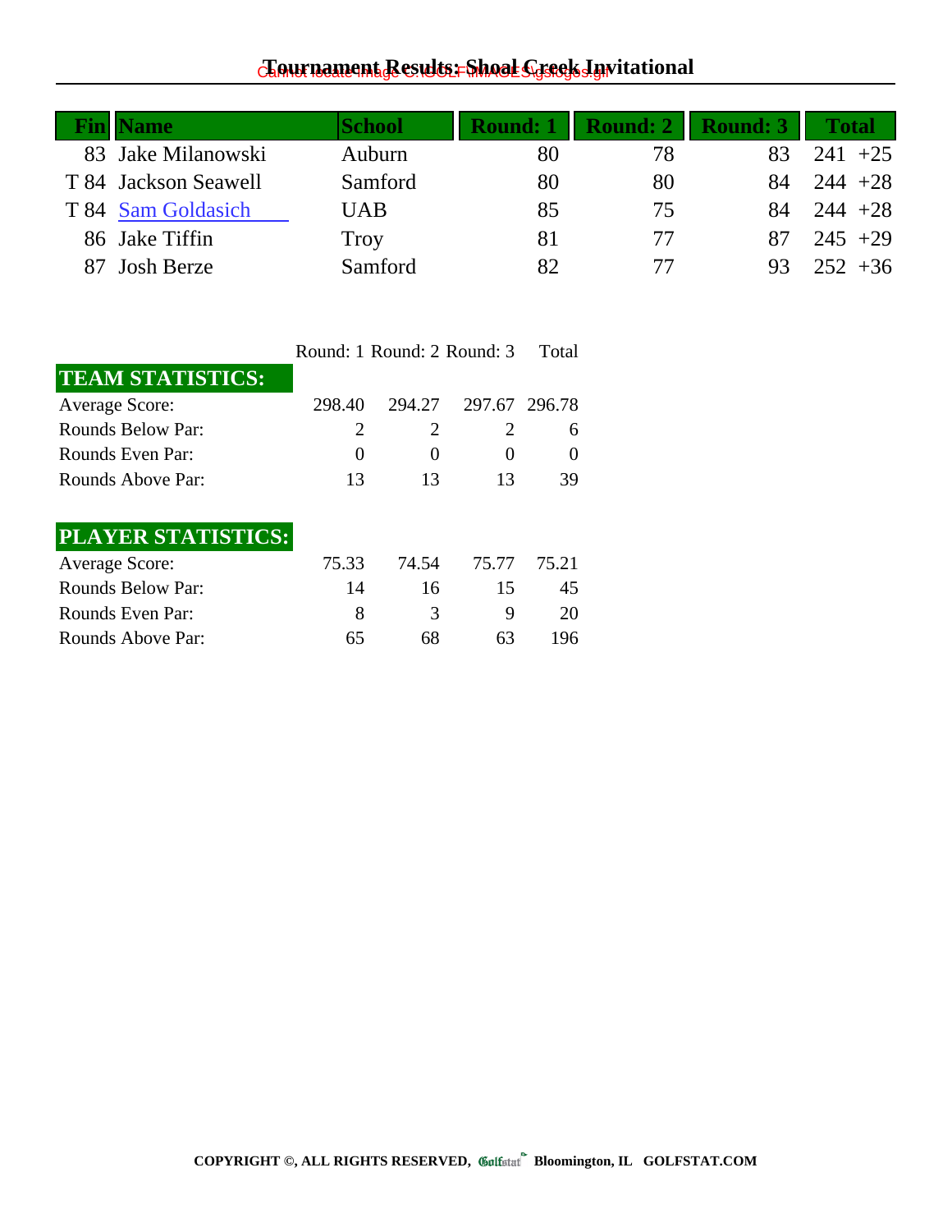# Tournament Results: Shoal Creek Invitational

| Fin | Name | School | Round: 1 | Round: 2 | Round: 3 | Total | |
|---|---|---|---|---|---|---|---|
| 83 | Jake Milanowski | Auburn | 80 | 78 | 83 | 241 | +25 |
| T 84 | Jackson Seawell | Samford | 80 | 80 | 84 | 244 | +28 |
| T 84 | Sam Goldasich | UAB | 85 | 75 | 84 | 244 | +28 |
| 86 | Jake Tiffin | Troy | 81 | 77 | 87 | 245 | +29 |
| 87 | Josh Berze | Samford | 82 | 77 | 93 | 252 | +36 |

| TEAM STATISTICS: | Round: 1 | Round: 2 | Round: 3 | Total |
|---|---|---|---|---|
| Average Score: | 298.40 | 294.27 | 297.67 | 296.78 |
| Rounds Below Par: | 2 | 2 | 2 | 6 |
| Rounds Even Par: | 0 | 0 | 0 | 0 |
| Rounds Above Par: | 13 | 13 | 13 | 39 |

| PLAYER STATISTICS: | Round: 1 | Round: 2 | Round: 3 | Total |
|---|---|---|---|---|
| Average Score: | 75.33 | 74.54 | 75.77 | 75.21 |
| Rounds Below Par: | 14 | 16 | 15 | 45 |
| Rounds Even Par: | 8 | 3 | 9 | 20 |
| Rounds Above Par: | 65 | 68 | 63 | 196 |

**COPYRIGHT ©, ALL RIGHTS RESERVED, Golfstat Bloomington, IL GOLFSTAT.COM**